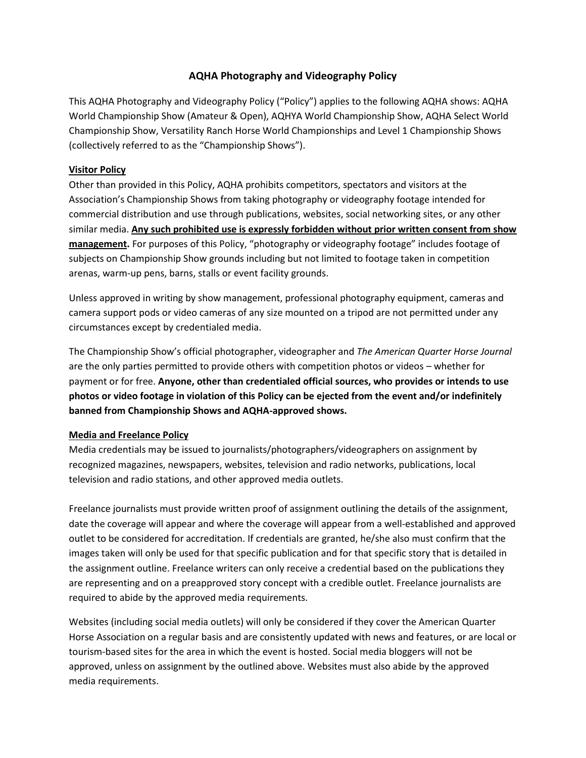# AQHA Photography and Videography Policy

This AQHA Photography and Videography Policy ("Policy") applies to the following AQHA shows: AQHA World Championship Show (Amateur & Open), AQHYA World Championship Show, AQHA Select World Championship Show, Versatility Ranch Horse World Championships and Level 1 Championship Shows (collectively referred to as the "Championship Shows").

## Visitor Policy

Other than provided in this Policy, AQHA prohibits competitors, spectators and visitors at the Association's Championship Shows from taking photography or videography footage intended for commercial distribution and use through publications, websites, social networking sites, or any other similar media. **Any such prohibited use is expressly forbidden without prior written consent from show management.** For purposes of this Policy, "photography or videography footage" includes footage of subjects on Championship Show grounds including but not limited to footage taken in competition arenas, warm-up pens, barns, stalls or event facility grounds.

Unless approved in writing by show management, professional photography equipment, cameras and camera support pods or video cameras of any size mounted on a tripod are not permitted under any circumstances except by credentialed media.

The Championship Show's official photographer, videographer and *The American Quarter Horse Journal* are the only parties permitted to provide others with competition photos or videos – whether for payment or for free. **Anyone, other than credentialed official sources, who provides or intends to use photos or video footage in violation of this Policy can be ejected from the event and/or indefinitely banned from Championship Shows and AQHA-approved shows.**

## Media and Freelance Policy

Media credentials may be issued to journalists/photographers/videographers on assignment by recognized magazines, newspapers, websites, television and radio networks, publications, local television and radio stations, and other approved media outlets.

Freelance journalists must provide written proof of assignment outlining the details of the assignment, date the coverage will appear and where the coverage will appear from a well-established and approved outlet to be considered for accreditation. If credentials are granted, he/she also must confirm that the images taken will only be used for that specific publication and for that specific story that is detailed in the assignment outline. Freelance writers can only receive a credential based on the publications they are representing and on a preapproved story concept with a credible outlet. Freelance journalists are required to abide by the approved media requirements.

Websites (including social media outlets) will only be considered if they cover the American Quarter Horse Association on a regular basis and are consistently updated with news and features, or are local or tourism-based sites for the area in which the event is hosted. Social media bloggers will not be approved, unless on assignment by the outlined above. Websites must also abide by the approved media requirements.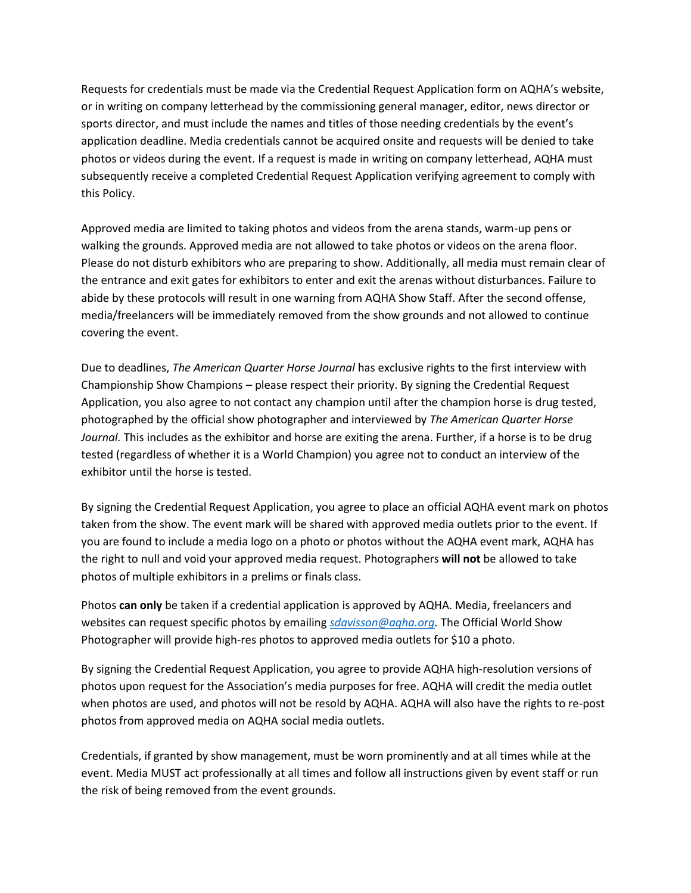Requests for credentials must be made via the Credential Request Application form on AQHA's website, or in writing on company letterhead by the commissioning general manager, editor, news director or sports director, and must include the names and titles of those needing credentials by the event's application deadline. Media credentials cannot be acquired onsite and requests will be denied to take photos or videos during the event. If a request is made in writing on company letterhead, AQHA must subsequently receive a completed Credential Request Application verifying agreement to comply with this Policy.

Approved media are limited to taking photos and videos from the arena stands, warm-up pens or walking the grounds. Approved media are not allowed to take photos or videos on the arena floor. Please do not disturb exhibitors who are preparing to show. Additionally, all media must remain clear of the entrance and exit gates for exhibitors to enter and exit the arenas without disturbances. Failure to abide by these protocols will result in one warning from AQHA Show Staff. After the second offense, media/freelancers will be immediately removed from the show grounds and not allowed to continue covering the event.

Due to deadlines, *The American Quarter Horse Journal* has exclusive rights to the first interview with Championship Show Champions – please respect their priority. By signing the Credential Request Application, you also agree to not contact any champion until after the champion horse is drug tested, photographed by the official show photographer and interviewed by *The American Quarter Horse Journal.* This includes as the exhibitor and horse are exiting the arena. Further, if a horse is to be drug tested (regardless of whether it is a World Champion) you agree not to conduct an interview of the exhibitor until the horse is tested.

By signing the Credential Request Application, you agree to place an official AQHA event mark on photos taken from the show. The event mark will be shared with approved media outlets prior to the event. If you are found to include a media logo on a photo or photos without the AQHA event mark, AQHA has the right to null and void your approved media request. Photographers **will not** be allowed to take photos of multiple exhibitors in a prelims or finals class.

Photos **can only** be taken if a credential application is approved by AQHA. Media, freelancers and websites can request specific photos by emailing *[sdavisson@aqha.org](mailto:sdavisson@aqha.org).* The Official World Show Photographer will provide high-res photos to approved media outlets for $10 a photo.

By signing the Credential Request Application, you agree to provide AQHA high-resolution versions of photos upon request for the Association's media purposes for free. AQHA will credit the media outlet when photos are used, and photos will not be resold by AQHA. AQHA will also have the rights to re-post photos from approved media on AQHA social media outlets.

Credentials, if granted by show management, must be worn prominently and at all times while at the event. Media MUST act professionally at all times and follow all instructions given by event staff or run the risk of being removed from the event grounds.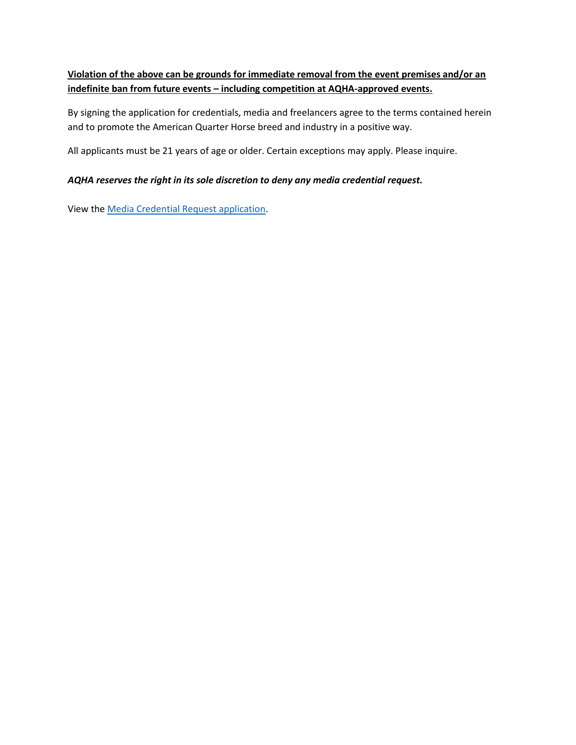**Violation of the above can be grounds for immediate removal from the event premises and/or an indefinite ban from future events – including competition at AQHA-approved events.**

By signing the application for credentials, media and freelancers agree to the terms contained herein and to promote the American Quarter Horse breed and industry in a positive way.

All applicants must be 21 years of age or older. Certain exceptions may apply. Please inquire.

***AQHA reserves the right in its sole discretion to deny any media credential request.***

View the Media Credential Request application.